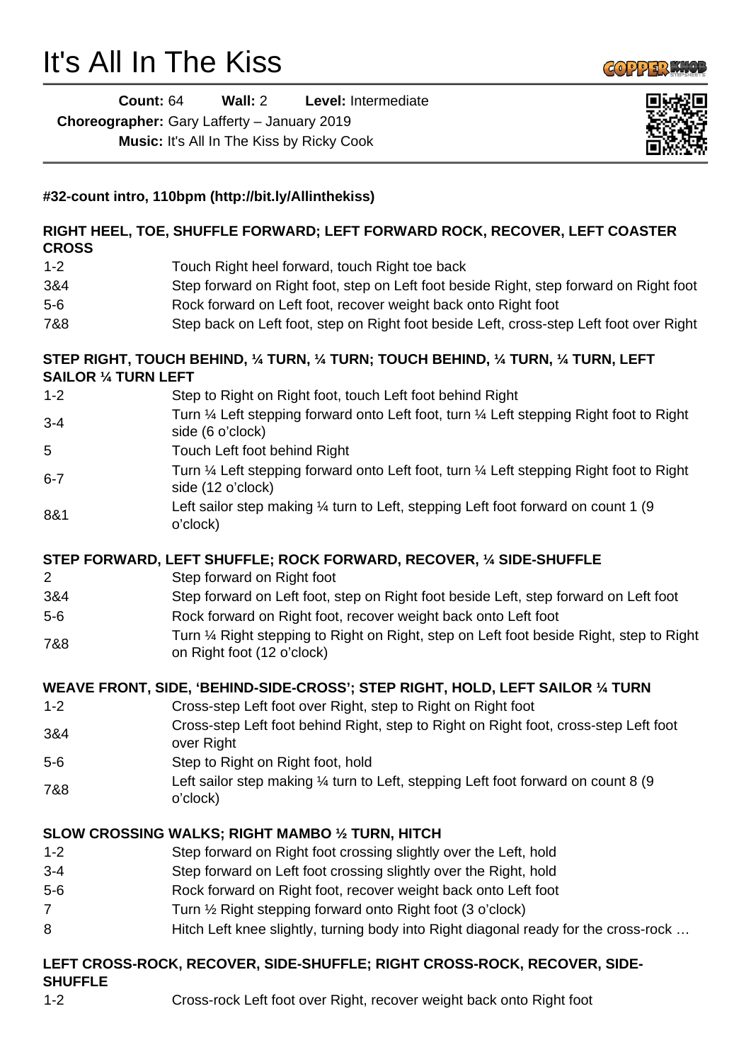# It's All In The Kiss

**Count:** 64 **Wall:** 2 **Level:** Intermediate

**Choreographer:** Gary Lafferty – January 2019

**Music:** It's All In The Kiss by Ricky Cook

---

**#32-count intro, 110bpm (http://bit.ly/Allinthekiss)**

**RIGHT HEEL, TOE, SHUFFLE FORWARD; LEFT FORWARD ROCK, RECOVER, LEFT COASTER CROSS**

| | |
|---|---|
| 1-2 | Touch Right heel forward, touch Right toe back |
| 3&4 | Step forward on Right foot, step on Left foot beside Right, step forward on Right foot |
| 5-6 | Rock forward on Left foot, recover weight back onto Right foot |
| 7&8 | Step back on Left foot, step on Right foot beside Left, cross-step Left foot over Right |

**STEP RIGHT, TOUCH BEHIND, ¼ TURN, ¼ TURN; TOUCH BEHIND, ¼ TURN, ¼ TURN, LEFT SAILOR ¼ TURN LEFT**

| | |
|---|---|
| 1-2 | Step to Right on Right foot, touch Left foot behind Right |
| 3-4 | Turn ¼ Left stepping forward onto Left foot, turn ¼ Left stepping Right foot to Right side (6 o'clock) |
| 5 | Touch Left foot behind Right |
| 6-7 | Turn ¼ Left stepping forward onto Left foot, turn ¼ Left stepping Right foot to Right side (12 o'clock) |
| 8&1 | Left sailor step making ¼ turn to Left, stepping Left foot forward on count 1 (9 o'clock) |

**STEP FORWARD, LEFT SHUFFLE; ROCK FORWARD, RECOVER, ¼ SIDE-SHUFFLE**

| | |
|---|---|
| 2 | Step forward on Right foot |
| 3&4 | Step forward on Left foot, step on Right foot beside Left, step forward on Left foot |
| 5-6 | Rock forward on Right foot, recover weight back onto Left foot |
| 7&8 | Turn ¼ Right stepping to Right on Right, step on Left foot beside Right, step to Right on Right foot (12 o'clock) |

**WEAVE FRONT, SIDE, 'BEHIND-SIDE-CROSS'; STEP RIGHT, HOLD, LEFT SAILOR ¼ TURN**

| | |
|---|---|
| 1-2 | Cross-step Left foot over Right, step to Right on Right foot |
| 3&4 | Cross-step Left foot behind Right, step to Right on Right foot, cross-step Left foot over Right |
| 5-6 | Step to Right on Right foot, hold |
| 7&8 | Left sailor step making ¼ turn to Left, stepping Left foot forward on count 8 (9 o'clock) |

**SLOW CROSSING WALKS; RIGHT MAMBO ½ TURN, HITCH**

| | |
|---|---|
| 1-2 | Step forward on Right foot crossing slightly over the Left, hold |
| 3-4 | Step forward on Left foot crossing slightly over the Right, hold |
| 5-6 | Rock forward on Right foot, recover weight back onto Left foot |
| 7 | Turn ½ Right stepping forward onto Right foot (3 o'clock) |
| 8 | Hitch Left knee slightly, turning body into Right diagonal ready for the cross-rock … |

**LEFT CROSS-ROCK, RECOVER, SIDE-SHUFFLE; RIGHT CROSS-ROCK, RECOVER, SIDE-SHUFFLE**

| | |
|---|---|
| 1-2 | Cross-rock Left foot over Right, recover weight back onto Right foot |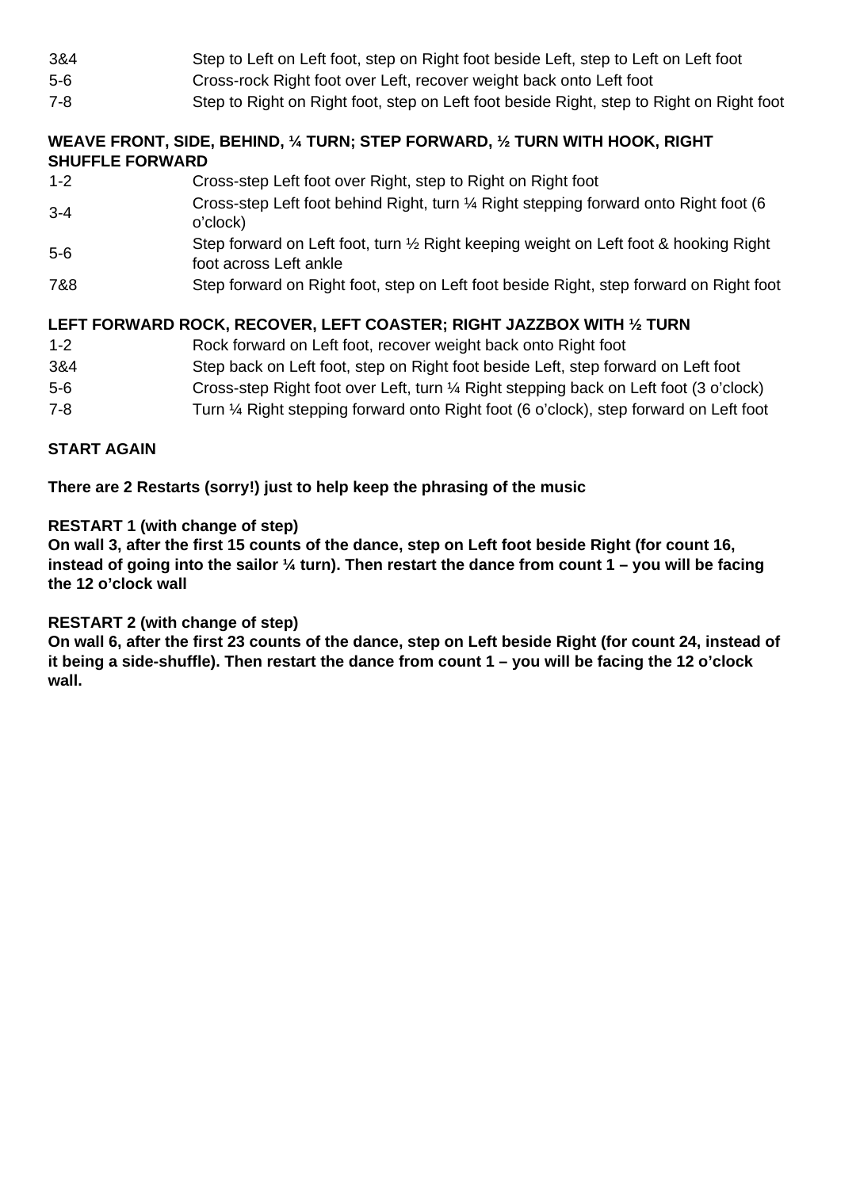| | |
|---|---|
| 3&4 | Step to Left on Left foot, step on Right foot beside Left, step to Left on Left foot |
| 5-6 | Cross-rock Right foot over Left, recover weight back onto Left foot |
| 7-8 | Step to Right on Right foot, step on Left foot beside Right, step to Right on Right foot |

**WEAVE FRONT, SIDE, BEHIND, ¼ TURN; STEP FORWARD, ½ TURN WITH HOOK, RIGHT SHUFFLE FORWARD**

| | |
|---|---|
| 1-2 | Cross-step Left foot over Right, step to Right on Right foot |
| 3-4 | Cross-step Left foot behind Right, turn ¼ Right stepping forward onto Right foot (6 o'clock) |
| 5-6 | Step forward on Left foot, turn ½ Right keeping weight on Left foot & hooking Right foot across Left ankle |
| 7&8 | Step forward on Right foot, step on Left foot beside Right, step forward on Right foot |

**LEFT FORWARD ROCK, RECOVER, LEFT COASTER; RIGHT JAZZBOX WITH ½ TURN**

| | |
|---|---|
| 1-2 | Rock forward on Left foot, recover weight back onto Right foot |
| 3&4 | Step back on Left foot, step on Right foot beside Left, step forward on Left foot |
| 5-6 | Cross-step Right foot over Left, turn ¼ Right stepping back on Left foot (3 o'clock) |
| 7-8 | Turn ¼ Right stepping forward onto Right foot (6 o'clock), step forward on Left foot |

**START AGAIN**

**There are 2 Restarts (sorry!) just to help keep the phrasing of the music**

**RESTART 1 (with change of step)**
**On wall 3, after the first 15 counts of the dance, step on Left foot beside Right (for count 16, instead of going into the sailor ¼ turn). Then restart the dance from count 1 – you will be facing the 12 o'clock wall**

**RESTART 2 (with change of step)**
**On wall 6, after the first 23 counts of the dance, step on Left beside Right (for count 24, instead of it being a side-shuffle). Then restart the dance from count 1 – you will be facing the 12 o'clock wall.**